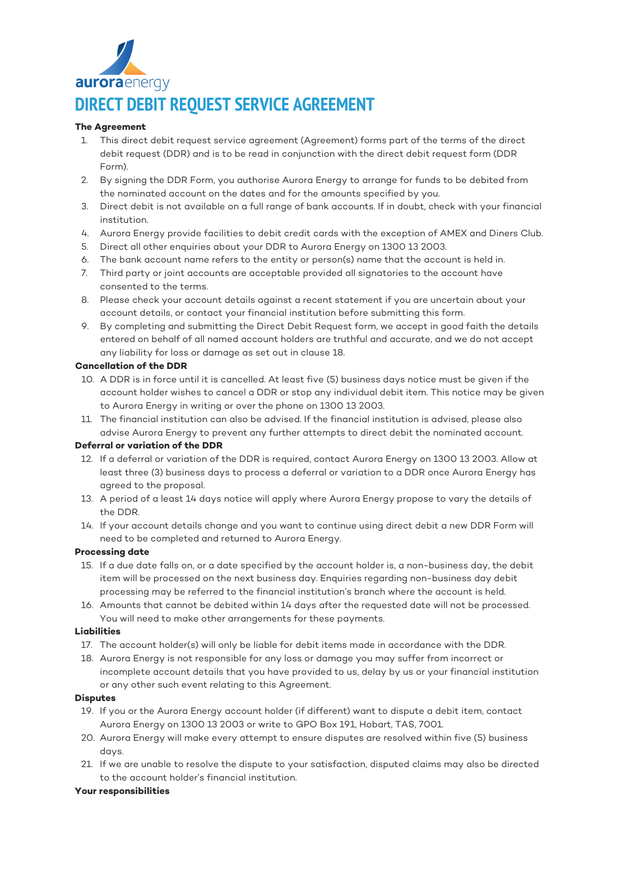aurora energy

# DIRECT DEBIT REQUEST SERVICE AGREEMENT

**The Agreement**

1. This direct debit request service agreement (Agreement) forms part of the terms of the direct debit request (DDR) and is to be read in conjunction with the direct debit request form (DDR Form).
2. By signing the DDR Form, you authorise Aurora Energy to arrange for funds to be debited from the nominated account on the dates and for the amounts specified by you.
3. Direct debit is not available on a full range of bank accounts. If in doubt, check with your financial institution.
4. Aurora Energy provide facilities to debit credit cards with the exception of AMEX and Diners Club.
5. Direct all other enquiries about your DDR to Aurora Energy on 1300 13 2003.
6. The bank account name refers to the entity or person(s) name that the account is held in.
7. Third party or joint accounts are acceptable provided all signatories to the account have consented to the terms.
8. Please check your account details against a recent statement if you are uncertain about your account details, or contact your financial institution before submitting this form.
9. By completing and submitting the Direct Debit Request form, we accept in good faith the details entered on behalf of all named account holders are truthful and accurate, and we do not accept any liability for loss or damage as set out in clause 18.

**Cancellation of the DDR**

10. A DDR is in force until it is cancelled. At least five (5) business days notice must be given if the account holder wishes to cancel a DDR or stop any individual debit item. This notice may be given to Aurora Energy in writing or over the phone on 1300 13 2003.
11. The financial institution can also be advised. If the financial institution is advised, please also advise Aurora Energy to prevent any further attempts to direct debit the nominated account.

**Deferral or variation of the DDR**

12. If a deferral or variation of the DDR is required, contact Aurora Energy on 1300 13 2003. Allow at least three (3) business days to process a deferral or variation to a DDR once Aurora Energy has agreed to the proposal.
13. A period of a least 14 days notice will apply where Aurora Energy propose to vary the details of the DDR.
14. If your account details change and you want to continue using direct debit a new DDR Form will need to be completed and returned to Aurora Energy.

**Processing date**

15. If a due date falls on, or a date specified by the account holder is, a non-business day, the debit item will be processed on the next business day. Enquiries regarding non-business day debit processing may be referred to the financial institution's branch where the account is held.
16. Amounts that cannot be debited within 14 days after the requested date will not be processed. You will need to make other arrangements for these payments.

**Liabilities**

17. The account holder(s) will only be liable for debit items made in accordance with the DDR.
18. Aurora Energy is not responsible for any loss or damage you may suffer from incorrect or incomplete account details that you have provided to us, delay by us or your financial institution or any other such event relating to this Agreement.

**Disputes**

19. If you or the Aurora Energy account holder (if different) want to dispute a debit item, contact Aurora Energy on 1300 13 2003 or write to GPO Box 191, Hobart, TAS, 7001.
20. Aurora Energy will make every attempt to ensure disputes are resolved within five (5) business days.
21. If we are unable to resolve the dispute to your satisfaction, disputed claims may also be directed to the account holder's financial institution.

**Your responsibilities**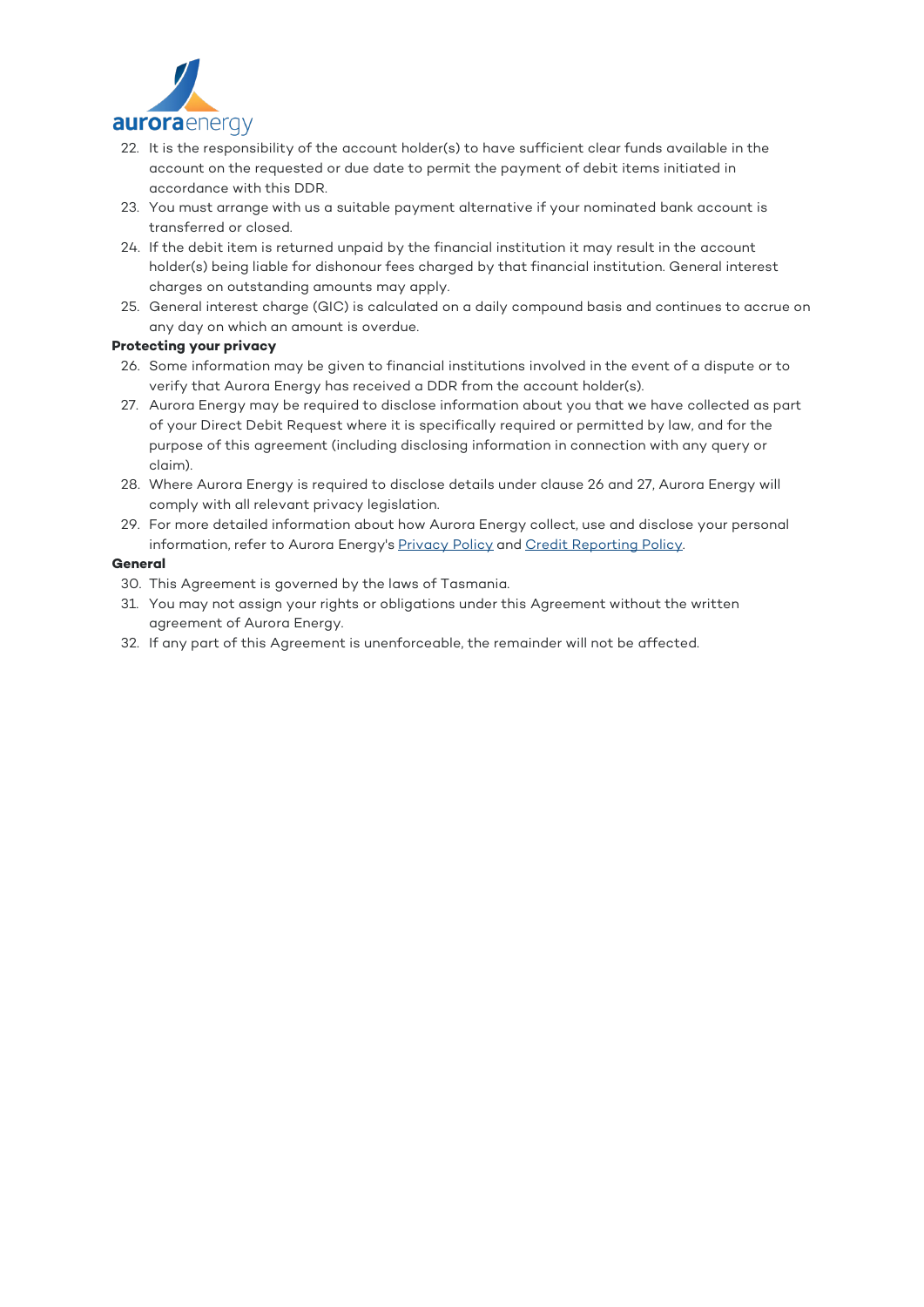22. It is the responsibility of the account holder(s) to have sufficient clear funds available in the account on the requested or due date to permit the payment of debit items initiated in accordance with this DDR.
23. You must arrange with us a suitable payment alternative if your nominated bank account is transferred or closed.
24. If the debit item is returned unpaid by the financial institution it may result in the account holder(s) being liable for dishonour fees charged by that financial institution. General interest charges on outstanding amounts may apply.
25. General interest charge (GIC) is calculated on a daily compound basis and continues to accrue on any day on which an amount is overdue.

**Protecting your privacy**

26. Some information may be given to financial institutions involved in the event of a dispute or to verify that Aurora Energy has received a DDR from the account holder(s).
27. Aurora Energy may be required to disclose information about you that we have collected as part of your Direct Debit Request where it is specifically required or permitted by law, and for the purpose of this agreement (including disclosing information in connection with any query or claim).
28. Where Aurora Energy is required to disclose details under clause 26 and 27, Aurora Energy will comply with all relevant privacy legislation.
29. For more detailed information about how Aurora Energy collect, use and disclose your personal information, refer to Aurora Energy's Privacy Policy and Credit Reporting Policy.

**General**

30. This Agreement is governed by the laws of Tasmania.
31. You may not assign your rights or obligations under this Agreement without the written agreement of Aurora Energy.
32. If any part of this Agreement is unenforceable, the remainder will not be affected.